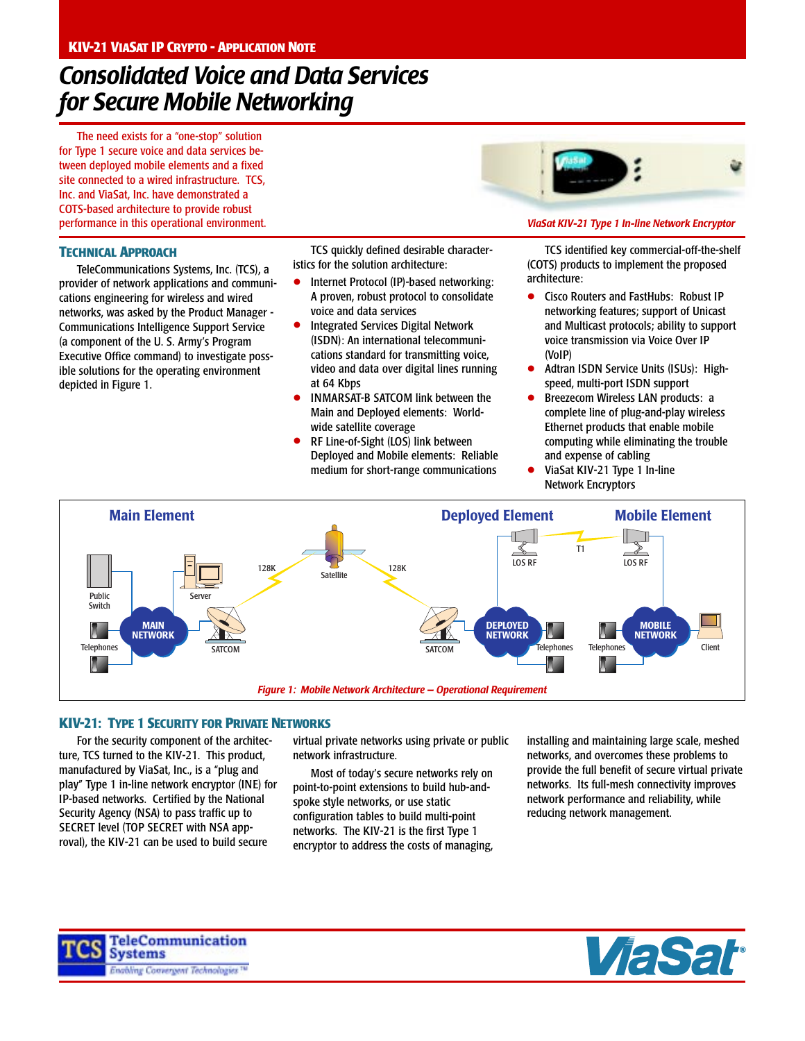# Consolidated Voice and Data Services for Secure Mobile Networking

The need exists for a "one-stop" solution for Type 1 secure voice and data services between deployed mobile elements and a fixed site connected to a wired infrastructure. TCS, Inc. and ViaSat, Inc. have demonstrated a COTS-based architecture to provide robust performance in this operational environment.

*ViaSat KIV-21 Type 1 In-line Network Encryptor*

## Technical Approach

TeleCommunications Systems, Inc. (TCS), a provider of network applications and communications engineering for wireless and wired networks, was asked by the Product Manager - Communications Intelligence Support Service (a component of the U. S. Army's Program Executive Office command) to investigate possible solutions for the operating environment depicted in Figure 1.

TCS quickly defined desirable characteristics for the solution architecture:

- Internet Protocol (IP)-based networking: A proven, robust protocol to consolidate voice and data services
- Integrated Services Digital Network (ISDN): An international telecommunications standard for transmitting voice, video and data over digital lines running at 64 Kbps
- INMARSAT-B SATCOM link between the Main and Deployed elements: World-wide satellite coverage
- RF Line-of-Sight (LOS) link between Deployed and Mobile elements: Reliable medium for short-range communications

TCS identified key commercial-off-the-shelf (COTS) products to implement the proposed architecture:

- Cisco Routers and FastHubs: Robust IP networking features; support of Unicast and Multicast protocols; ability to support voice transmission via Voice Over IP (VoIP)
- Adtran ISDN Service Units (ISUs): High-speed, multi-port ISDN support
- Breezecom Wireless LAN products: a complete line of plug-and-play wireless Ethernet products that enable mobile computing while eliminating the trouble and expense of cabling
- ViaSat KIV-21 Type 1 In-line Network Encryptors

*Figure 1: Mobile Network Architecture – Operational Requirement*

## KIV-21: Type 1 Security for Private Networks

For the security component of the architecture, TCS turned to the KIV-21. This product, manufactured by ViaSat, Inc., is a "plug and play" Type 1 in-line network encryptor (INE) for IP-based networks. Certified by the National Security Agency (NSA) to pass traffic up to SECRET level (TOP SECRET with NSA approval), the KIV-21 can be used to build secure virtual private networks using private or public network infrastructure.

Most of today's secure networks rely on point-to-point extensions to build hub-and-spoke style networks, or use static configuration tables to build multi-point networks. The KIV-21 is the first Type 1 encryptor to address the costs of managing, installing and maintaining large scale, meshed networks, and overcomes these problems to provide the full benefit of secure virtual private networks. Its full-mesh connectivity improves network performance and reliability, while reducing network management.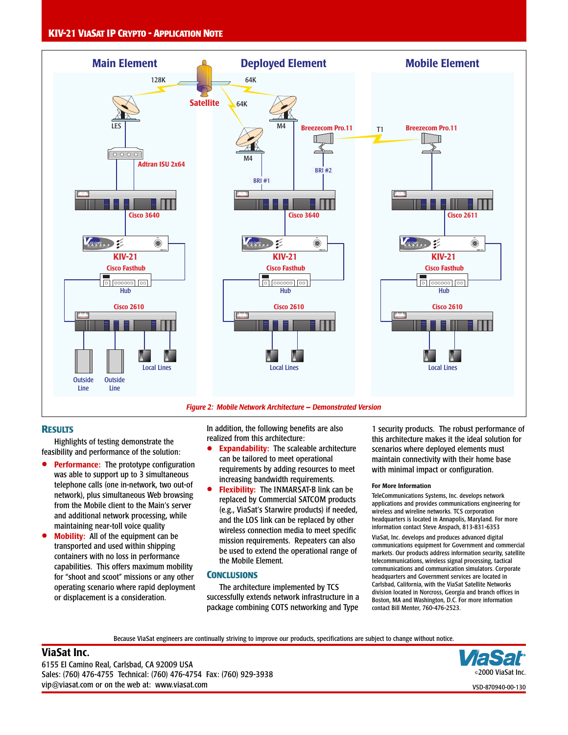Main Element

Deployed Element

Mobile Element

128K

64K

64K

Satellite

LES

M4

M4

Breezecom Pro.11

T1

Breezecom Pro.11

Adtran ISU 2x64

BRI #2

BRI #1

Cisco 3640

Cisco 3640

Cisco 2611

KIV-21

KIV-21

KIV-21

Cisco Fasthub

Cisco Fasthub

Cisco Fasthub

Hub

Hub

Hub

Cisco 2610

Cisco 2610

Cisco 2610

Outside Line

Outside Line

Local Lines

Local Lines

Local Lines

*Figure 2: Mobile Network Architecture – Demonstrated Version*

## Results

Highlights of testing demonstrate the feasibility and performance of the solution:

- **Performance:** The prototype configuration was able to support up to 3 simultaneous telephone calls (one in-network, two out-of network), plus simultaneous Web browsing from the Mobile client to the Main's server and additional network processing, while maintaining near-toll voice quality
- **Mobility:** All of the equipment can be transported and used within shipping containers with no loss in performance capabilities. This offers maximum mobility for "shoot and scoot" missions or any other operating scenario where rapid deployment or displacement is a consideration.

In addition, the following benefits are also realized from this architecture:

- **Expandability:** The scaleable architecture can be tailored to meet operational requirements by adding resources to meet increasing bandwidth requirements.
- **Flexibility:** The INMARSAT-B link can be replaced by Commercial SATCOM products (e.g., ViaSat's Starwire products) if needed, and the LOS link can be replaced by other wireless connection media to meet specific mission requirements. Repeaters can also be used to extend the operational range of the Mobile Element.

## Conclusions

The architecture implemented by TCS successfully extends network infrastructure in a package combining COTS networking and Type 1 security products. The robust performance of this architecture makes it the ideal solution for scenarios where deployed elements must maintain connectivity with their home base with minimal impact or configuration.

### For More Information

TeleCommunications Systems, Inc. develops network applications and provides communications engineering for wireless and wireline networks. TCS corporation headquarters is located in Annapolis, Maryland. For more information contact Steve Anspach, 813-831-6353

ViaSat, Inc. develops and produces advanced digital communications equipment for Government and commercial markets. Our products address information security, satellite telecommunications, wireless signal processing, tactical communications and communication simulators. Corporate headquarters and Government services are located in Carlsbad, California, with the ViaSat Satellite Networks division located in Norcross, Georgia and branch offices in Boston, MA and Washington, D.C. For more information contact Bill Menter, 760-476-2523.

Because ViaSat engineers are continually striving to improve our products, specifications are subject to change without notice.

**ViaSat Inc.**
6155 El Camino Real, Carlsbad, CA 92009 USA
Sales: (760) 476-4755 Technical: (760) 476-4754 Fax: (760) 929-3938
vip@viasat.com or on the web at: www.viasat.com

©2000 ViaSat Inc.

VSD-870940-00-130